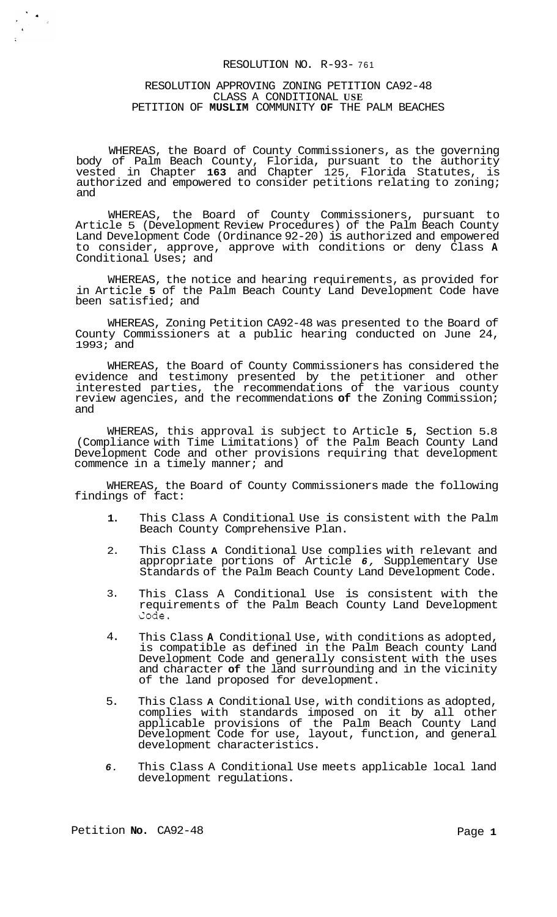# RESOLUTION NO. R-93- 761

## RESOLUTION APPROVING ZONING PETITION CA92-48 CLASS A CONDITIONAL USE PETITION OF MUSLIM COMMUNITY OF THE PALM BEACHES

WHEREAS, the Board of County Commissioners, as the governing body of Palm Beach County, Florida, pursuant to the authority vested in Chapter 163 and Chapter 125, Florida Statutes, is authorized and empowered to consider petitions relating to zoning; and

WHEREAS, the Board of County Commissioners, pursuant to Article 5 (Development Review Procedures) of the Palm Beach County Land Development Code (Ordinance 92-20) is authorized and empowered to consider, approve, approve with conditions or deny Class A Conditional Uses; and

WHEREAS, the notice and hearing requirements, as provided for in Article 5 of the Palm Beach County Land Development Code have been satisfied; and

WHEREAS, Zoning Petition CA92-48 was presented to the Board of County Commissioners at a public hearing conducted on June 24, 1993; and

WHEREAS, the Board of County Commissioners has considered the evidence and testimony presented by the petitioner and other interested parties, the recommendations of the various county review agencies, and the recommendations of the Zoning Commission; and

WHEREAS, this approval is subject to Article 5, Section 5.8 (Compliance with Time Limitations) of the Palm Beach County Land Development Code and other provisions requiring that development commence in a timely manner; and

WHEREAS, the Board of County Commissioners made the following findings of fact:

1. This Class A Conditional Use is consistent with the Palm Beach County Comprehensive Plan.
2. This Class A Conditional Use complies with relevant and appropriate portions of Article 6, Supplementary Use Standards of the Palm Beach County Land Development Code.
3. This Class A Conditional Use is consistent with the requirements of the Palm Beach County Land Development Code.
4. This Class A Conditional Use, with conditions as adopted, is compatible as defined in the Palm Beach county Land Development Code and generally consistent with the uses and character of the land surrounding and in the vicinity of the land proposed for development.
5. This Class A Conditional Use, with conditions as adopted, complies with standards imposed on it by all other applicable provisions of the Palm Beach County Land Development Code for use, layout, function, and general development characteristics.
6. This Class A Conditional Use meets applicable local land development regulations.

Petition No. CA92-48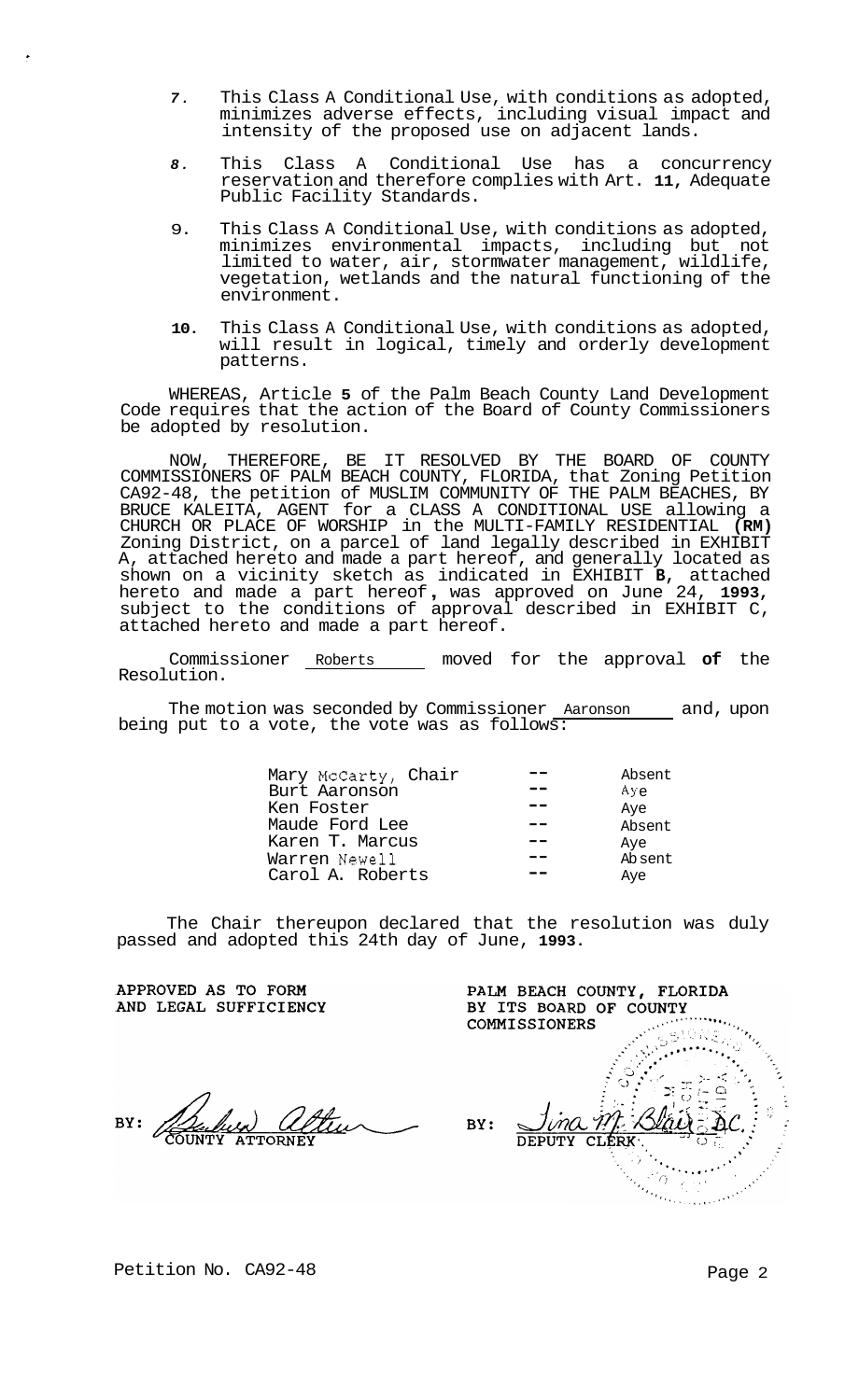7. This Class A Conditional Use, with conditions as adopted, minimizes adverse effects, including visual impact and intensity of the proposed use on adjacent lands.

8. This Class A Conditional Use has a concurrency reservation and therefore complies with Art. **11**, Adequate Public Facility Standards.

9. This Class A Conditional Use, with conditions as adopted, minimizes environmental impacts, including but not limited to water, air, stormwater management, wildlife, vegetation, wetlands and the natural functioning of the environment.

10. This Class A Conditional Use, with conditions as adopted, will result in logical, timely and orderly development patterns.

WHEREAS, Article **5** of the Palm Beach County Land Development Code requires that the action of the Board of County Commissioners be adopted by resolution.

NOW, THEREFORE, BE IT RESOLVED BY THE BOARD OF COUNTY COMMISSIONERS OF PALM BEACH COUNTY, FLORIDA, that Zoning Petition CA92-48, the petition of MUSLIM COMMUNITY OF THE PALM BEACHES, BY BRUCE KALEITA, AGENT for a CLASS A CONDITIONAL USE allowing a CHURCH OR PLACE OF WORSHIP in the MULTI-FAMILY RESIDENTIAL **(RM)** Zoning District, on a parcel of land legally described in EXHIBIT A, attached hereto and made a part hereof, and generally located as shown on a vicinity sketch as indicated in EXHIBIT **B**, attached hereto and made a part hereof, was approved on June 24, **1993**, subject to the conditions of approval described in EXHIBIT C, attached hereto and made a part hereof.

Commissioner Roberts moved for the approval **of** the Resolution.

The motion was seconded by Commissioner Aaronson and, upon being put to a vote, the vote was as follows:

| | | |
|---|---|---|
| Mary McCarty, Chair | -- | Absent |
| Burt Aaronson | -- | Aye |
| Ken Foster | -- | Aye |
| Maude Ford Lee | -- | Absent |
| Karen T. Marcus | -- | Aye |
| Warren Newell | -- | Absent |
| Carol A. Roberts | -- | Aye |

The Chair thereupon declared that the resolution was duly passed and adopted this 24th day of June, **1993**.

APPROVED AS TO FORM AND LEGAL SUFFICIENCY

BY: COUNTY ATTORNEY

PALM BEACH COUNTY, FLORIDA BY ITS BOARD OF COUNTY COMMISSIONERS

BY: DEPUTY CLERK

Petition No. CA92-48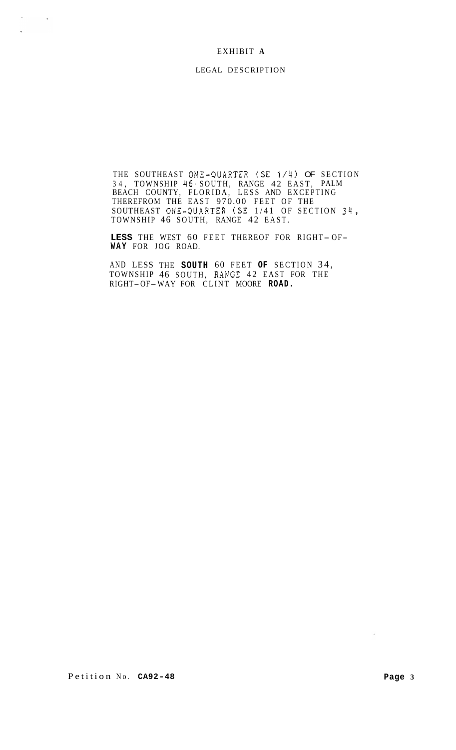# EXHIBIT A

## LEGAL DESCRIPTION

THE SOUTHEAST ONE-QUARTER (SE 1/4) OF SECTION 34, TOWNSHIP 46 SOUTH, RANGE 42 EAST, PALM BEACH COUNTY, FLORIDA, LESS AND EXCEPTING THEREFROM THE EAST 970.00 FEET OF THE SOUTHEAST ONE-QUARTER (SE 1/41 OF SECTION 34, TOWNSHIP 46 SOUTH, RANGE 42 EAST.

LESS THE WEST 60 FEET THEREOF FOR RIGHT-OF-WAY FOR JOG ROAD.

AND LESS THE SOUTH 60 FEET OF SECTION 34, TOWNSHIP 46 SOUTH, RANGE 42 EAST FOR THE RIGHT-OF-WAY FOR CLINT MOORE ROAD.

Petition No. CA92-48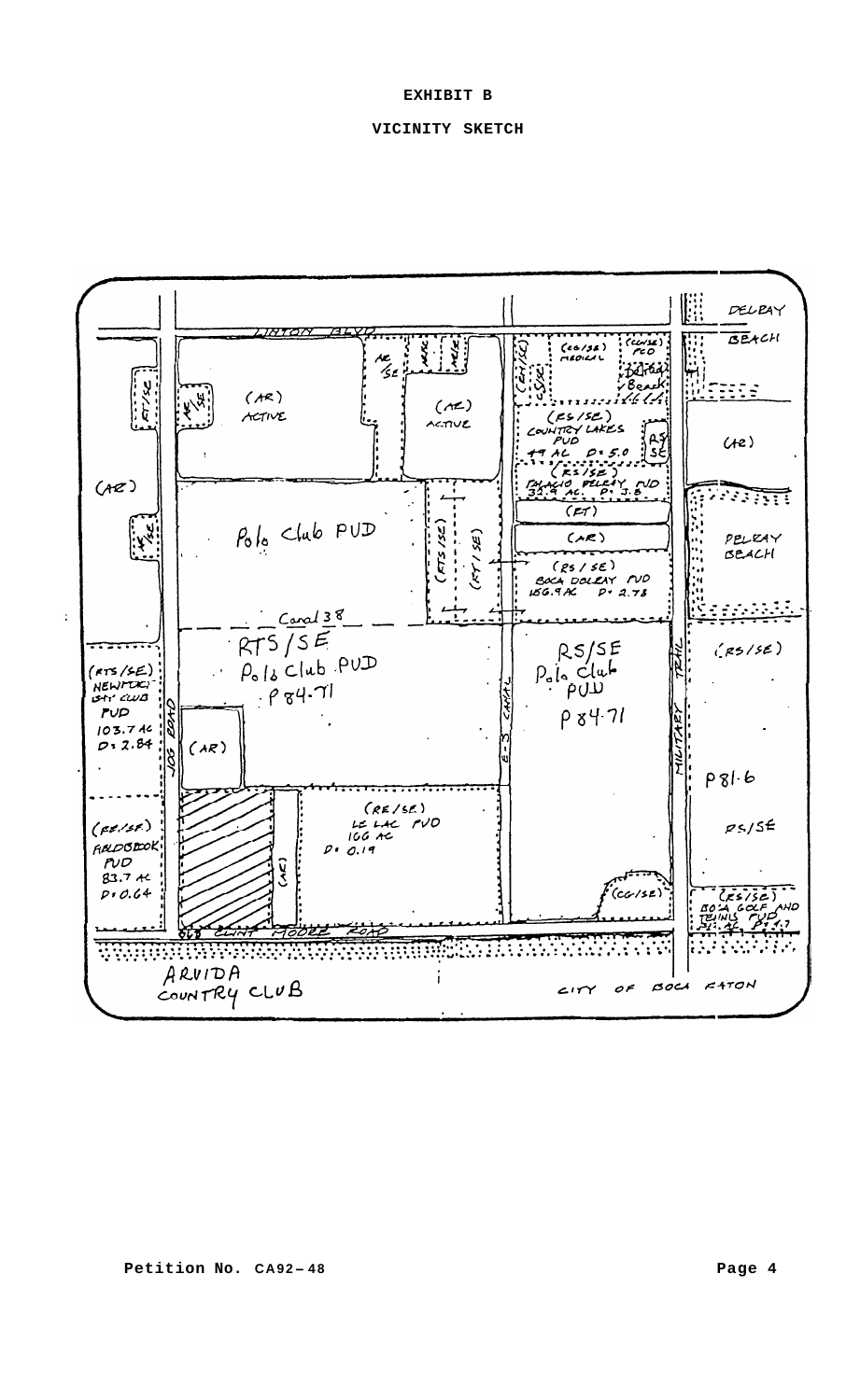# EXHIBIT B

## VICINITY SKETCH

LINTON BLVD

DELRAY BEACH

(RT/SE)

(AR/SE)

(AR) ACTIVE

AR/SE

(AR) ACTIVE

(CG/SE)

(CO/SE) MEDICAL

(CN/SE) PCD Delray Beach

(RS/SE) COUNTRY LAKES PUD 49 AC D = 5.0

RS/SE

(AR)

(RS/SE) PALACIO DELRAY PUD 33.9 AC. D = 3.8

(RT)

(AR)

(RS/SE) BOCA DELRAY PUD 156.9 AC D = 2.78

(AR)

AR/SE

Polo Club PUD

(RTS/SE)

(RT/SE)

DELRAY BEACH

Canal 38

RTS/SE Polo Club PUD P 84-71

RS/SE Polo Club PUD P 84-71

(RS/SE)

(RTS/SE) NEWPORT CITY CLUB PUD 103.7 AC D = 2.84

JOG ROAD

(AR)

E-3 CANAL

MILITARY TRAIL

P 81-6

(RE/SE) LE LAC PUD 166 AC D = 0.19

(RE/SE) FIELDBROOK PUD 83.7 AC D = 0.64

(AR)

RS/SE

(CG/SE)

(RS/SE) BOCA GOLF AND TENNIS PUD

808 CLINT MOORE ROAD

ARVIDA COUNTRY CLUB

CITY OF BOCA RATON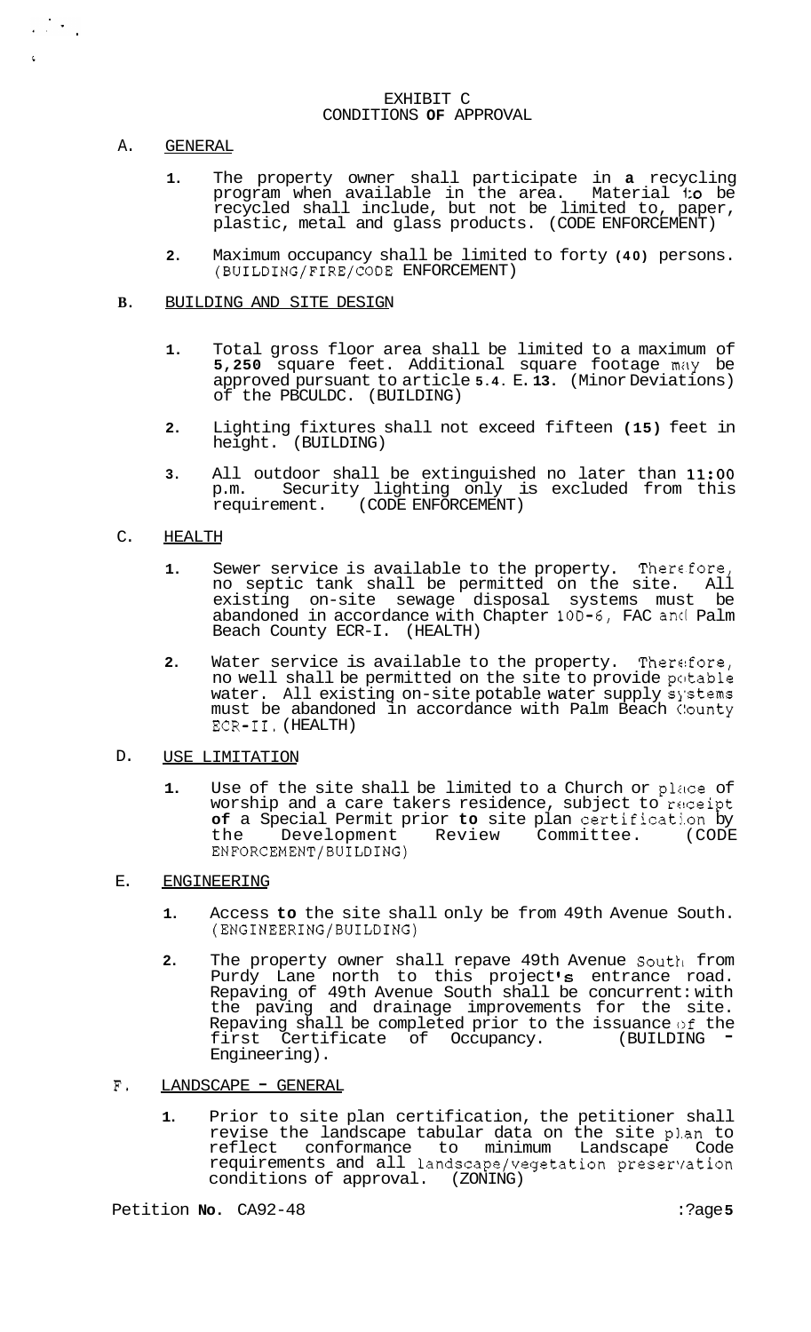# EXHIBIT C
## CONDITIONS OF APPROVAL

A. GENERAL

1. The property owner shall participate in a recycling program when available in the area. Material to be recycled shall include, but not be limited to, paper, plastic, metal and glass products. (CODE ENFORCEMENT)

2. Maximum occupancy shall be limited to forty (40) persons. (BUILDING/FIRE/CODE ENFORCEMENT)

B. BUILDING AND SITE DESIGN

1. Total gross floor area shall be limited to a maximum of 5,250 square feet. Additional square footage may be approved pursuant to article 5.4. E. 13. (Minor Deviations) of the PBCULDC. (BUILDING)

2. Lighting fixtures shall not exceed fifteen (15) feet in height. (BUILDING)

3. All outdoor shall be extinguished no later than 11:00 p.m. Security lighting only is excluded from this requirement. (CODE ENFORCEMENT)

C. HEALTH

1. Sewer service is available to the property. Therefore, no septic tank shall be permitted on the site. All existing on-site sewage disposal systems must be abandoned in accordance with Chapter 10D-6, FAC and Palm Beach County ECR-I. (HEALTH)

2. Water service is available to the property. Therefore, no well shall be permitted on the site to provide potable water. All existing on-site potable water supply systems must be abandoned in accordance with Palm Beach County ECR-II. (HEALTH)

D. USE LIMITATION

1. Use of the site shall be limited to a Church or place of worship and a care takers residence, subject to receipt of a Special Permit prior to site plan certification by the Development Review Committee. (CODE ENFORCEMENT/BUILDING)

E. ENGINEERING

1. Access to the site shall only be from 49th Avenue South. (ENGINEERING/BUILDING)

2. The property owner shall repave 49th Avenue South from Purdy Lane north to this project's entrance road. Repaving of 49th Avenue South shall be concurrent with the paving and drainage improvements for the site. Repaving shall be completed prior to the issuance of the first Certificate of Occupancy. (BUILDING - Engineering).

F. LANDSCAPE - GENERAL

1. Prior to site plan certification, the petitioner shall revise the landscape tabular data on the site plan to reflect conformance to minimum Landscape Code requirements and all landscape/vegetation preservation conditions of approval. (ZONING)

Petition No. CA92-48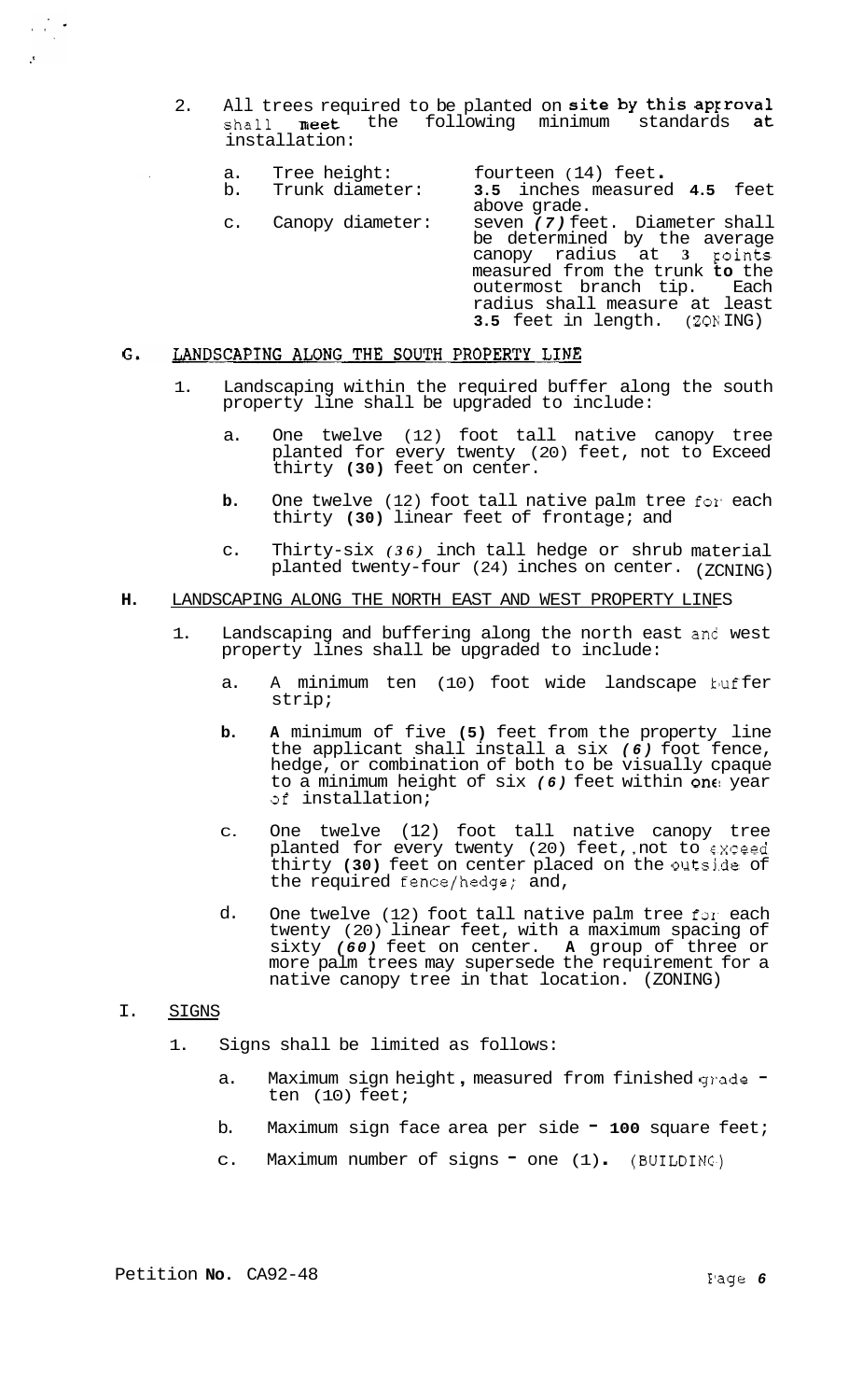2. All trees required to be planted on site by this approval shall meet the following minimum standards at installation:

   | | | |
   |---|---|---|
   | a. | Tree height: | fourteen (14) feet. |
   | b. | Trunk diameter: | 3.5 inches measured 4.5 feet above grade. |
   | c. | Canopy diameter: | seven (7) feet. Diameter shall be determined by the average canopy radius at 3 points measured from the trunk to the outermost branch tip. Each radius shall measure at least 3.5 feet in length. (ZONING) |

## G. LANDSCAPING ALONG THE SOUTH PROPERTY LINE

1. Landscaping within the required buffer along the south property line shall be upgraded to include:

   a. One twelve (12) foot tall native canopy tree planted for every twenty (20) feet, not to Exceed thirty (30) feet on center.

   b. One twelve (12) foot tall native palm tree for each thirty (30) linear feet of frontage; and

   c. Thirty-six (36) inch tall hedge or shrub material planted twenty-four (24) inches on center. (ZCNING)

## H. LANDSCAPING ALONG THE NORTH EAST AND WEST PROPERTY LINES

1. Landscaping and buffering along the north east and west property lines shall be upgraded to include:

   a. A minimum ten (10) foot wide landscape buffer strip;

   b. A minimum of five (5) feet from the property line the applicant shall install a six (6) foot fence, hedge, or combination of both to be visually cpaque to a minimum height of six (6) feet within one year of installation;

   c. One twelve (12) foot tall native canopy tree planted for every twenty (20) feet, not to exceed thirty (30) feet on center placed on the outside of the required fence/hedge; and,

   d. One twelve (12) foot tall native palm tree for each twenty (20) linear feet, with a maximum spacing of sixty (60) feet on center. A group of three or more palm trees may supersede the requirement for a native canopy tree in that location. (ZONING)

## I. SIGNS

1. Signs shall be limited as follows:

   a. Maximum sign height, measured from finished grade - ten (10) feet;

   b. Maximum sign face area per side - 100 square feet;

   c. Maximum number of signs - one (1). (BUILDING)

Petition No. CA92-48